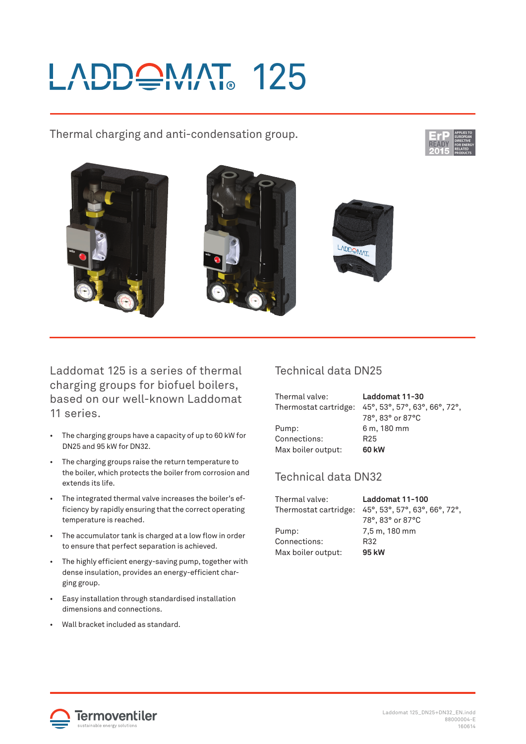# LADDOMAT® 125

Thermal charging and anti-condensation group.

ErP READY 2015 — APPLIES TO EUROPEAN DIRECTIVE FOR ENERGY RELATED PRODUCTS

Laddomat 125 is a series of thermal charging groups for biofuel boilers, based on our well-known Laddomat 11 series.

- The charging groups have a capacity of up to 60 kW for DN25 and 95 kW for DN32.
- The charging groups raise the return temperature to the boiler, which protects the boiler from corrosion and extends its life.
- The integrated thermal valve increases the boiler's efficiency by rapidly ensuring that the correct operating temperature is reached.
- The accumulator tank is charged at a low flow in order to ensure that perfect separation is achieved.
- The highly efficient energy-saving pump, together with dense insulation, provides an energy-efficient charging group.
- Easy installation through standardised installation dimensions and connections.
- Wall bracket included as standard.

## Technical data DN25

| | |
|---|---|
| Thermal valve: | **Laddomat 11-30** |
| Thermostat cartridge: | 45°, 53°, 57°, 63°, 66°, 72°, 78°, 83° or 87°C |
| Pump: | 6 m, 180 mm |
| Connections: | R25 |
| Max boiler output: | **60 kW** |

## Technical data DN32

| | |
|---|---|
| Thermal valve: | **Laddomat 11-100** |
| Thermostat cartridge: | 45°, 53°, 57°, 63°, 66°, 72°, 78°, 83° or 87°C |
| Pump: | 7,5 m, 180 mm |
| Connections: | R32 |
| Max boiler output: | **95 kW** |

Termoventiler — sustainable energy solutions

Laddomat 125_DN25+DN32_EN.indd
88000004-E
160614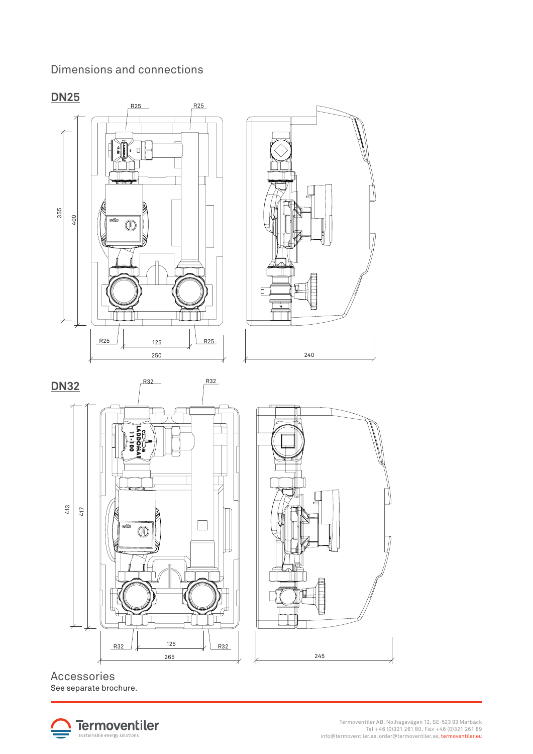## Dimensions and connections

### DN25

R25
R25
355
400
R25
125
R25
250
240

### DN32

R32
R32
413
417
R32
125
R32
265
245

## Accessories

See separate brochure.

Termoventiler AB, Nolhagavägen 12, SE-523 93 Marbäck
Tel +46 (0)321 261 80, Fax +46 (0)321 261 89
info@termoventiler.se, order@termoventiler.se, termoventiler.eu